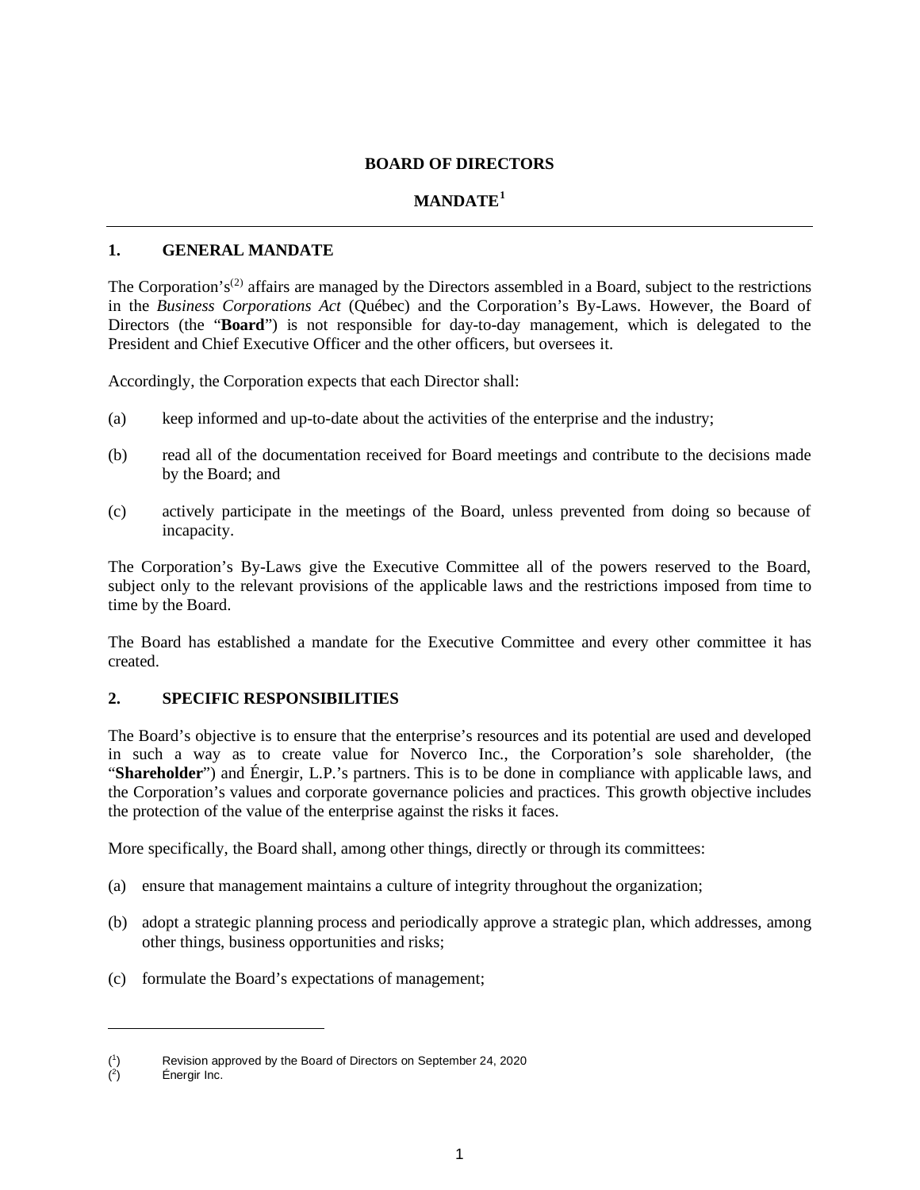# BOARD OF DIRECTORS

# MANDATE[1]

---

## 1. GENERAL MANDATE

The Corporation's[(2)] affairs are managed by the Directors assembled in a Board, subject to the restrictions in the *Business Corporations Act* (Québec) and the Corporation's By-Laws. However, the Board of Directors (the "**Board**") is not responsible for day-to-day management, which is delegated to the President and Chief Executive Officer and the other officers, but oversees it.

Accordingly, the Corporation expects that each Director shall:

(a) keep informed and up-to-date about the activities of the enterprise and the industry;

(b) read all of the documentation received for Board meetings and contribute to the decisions made by the Board; and

(c) actively participate in the meetings of the Board, unless prevented from doing so because of incapacity.

The Corporation's By-Laws give the Executive Committee all of the powers reserved to the Board, subject only to the relevant provisions of the applicable laws and the restrictions imposed from time to time by the Board.

The Board has established a mandate for the Executive Committee and every other committee it has created.

## 2. SPECIFIC RESPONSIBILITIES

The Board's objective is to ensure that the enterprise's resources and its potential are used and developed in such a way as to create value for Noverco Inc., the Corporation's sole shareholder, (the "**Shareholder**") and Énergir, L.P.'s partners. This is to be done in compliance with applicable laws, and the Corporation's values and corporate governance policies and practices. This growth objective includes the protection of the value of the enterprise against the risks it faces.

More specifically, the Board shall, among other things, directly or through its committees:

(a) ensure that management maintains a culture of integrity throughout the organization;

(b) adopt a strategic planning process and periodically approve a strategic plan, which addresses, among other things, business opportunities and risks;

(c) formulate the Board's expectations of management;

---

(1) Revision approved by the Board of Directors on September 24, 2020

(2) Énergir Inc.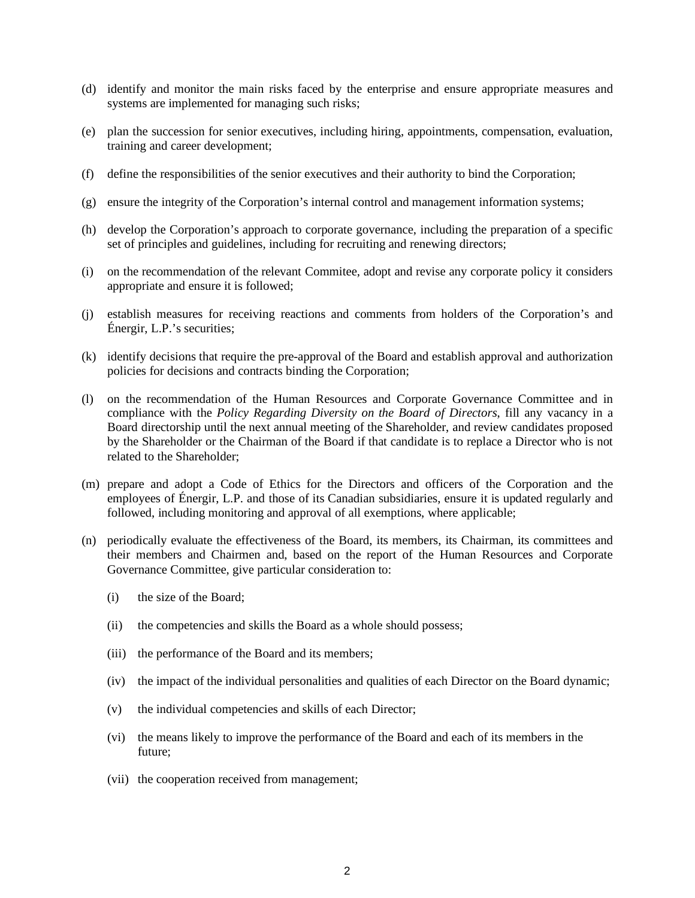(d) identify and monitor the main risks faced by the enterprise and ensure appropriate measures and systems are implemented for managing such risks;

(e) plan the succession for senior executives, including hiring, appointments, compensation, evaluation, training and career development;

(f) define the responsibilities of the senior executives and their authority to bind the Corporation;

(g) ensure the integrity of the Corporation's internal control and management information systems;

(h) develop the Corporation's approach to corporate governance, including the preparation of a specific set of principles and guidelines, including for recruiting and renewing directors;

(i) on the recommendation of the relevant Commitee, adopt and revise any corporate policy it considers appropriate and ensure it is followed;

(j) establish measures for receiving reactions and comments from holders of the Corporation's and Énergir, L.P.'s securities;

(k) identify decisions that require the pre-approval of the Board and establish approval and authorization policies for decisions and contracts binding the Corporation;

(l) on the recommendation of the Human Resources and Corporate Governance Committee and in compliance with the *Policy Regarding Diversity on the Board of Directors*, fill any vacancy in a Board directorship until the next annual meeting of the Shareholder, and review candidates proposed by the Shareholder or the Chairman of the Board if that candidate is to replace a Director who is not related to the Shareholder;

(m) prepare and adopt a Code of Ethics for the Directors and officers of the Corporation and the employees of Énergir, L.P. and those of its Canadian subsidiaries, ensure it is updated regularly and followed, including monitoring and approval of all exemptions, where applicable;

(n) periodically evaluate the effectiveness of the Board, its members, its Chairman, its committees and their members and Chairmen and, based on the report of the Human Resources and Corporate Governance Committee, give particular consideration to:

    (i) the size of the Board;

    (ii) the competencies and skills the Board as a whole should possess;

    (iii) the performance of the Board and its members;

    (iv) the impact of the individual personalities and qualities of each Director on the Board dynamic;

    (v) the individual competencies and skills of each Director;

    (vi) the means likely to improve the performance of the Board and each of its members in the future;

    (vii) the cooperation received from management;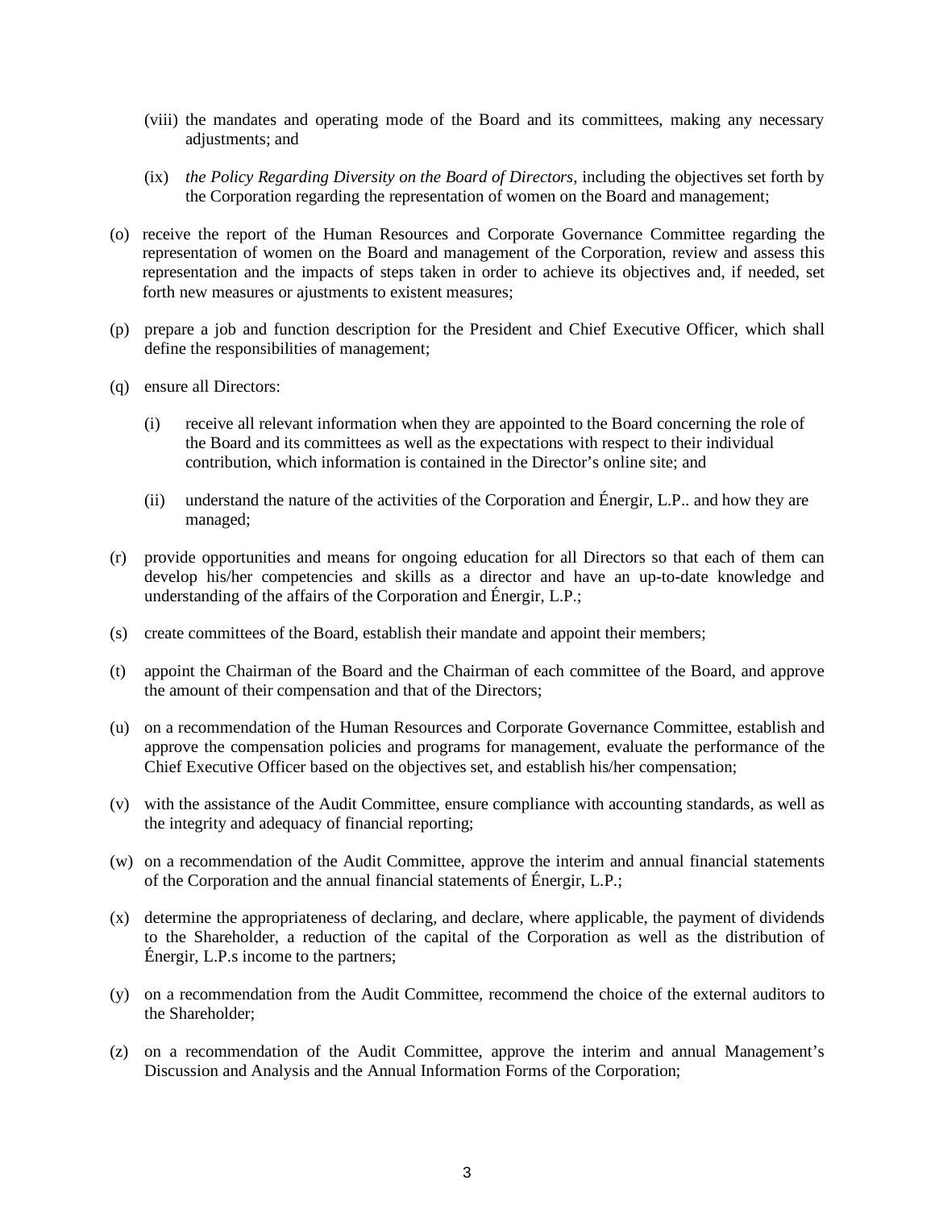(viii) the mandates and operating mode of the Board and its committees, making any necessary adjustments; and

(ix) *the Policy Regarding Diversity on the Board of Directors*, including the objectives set forth by the Corporation regarding the representation of women on the Board and management;

(o) receive the report of the Human Resources and Corporate Governance Committee regarding the representation of women on the Board and management of the Corporation, review and assess this representation and the impacts of steps taken in order to achieve its objectives and, if needed, set forth new measures or ajustments to existent measures;

(p) prepare a job and function description for the President and Chief Executive Officer, which shall define the responsibilities of management;

(q) ensure all Directors:

(i) receive all relevant information when they are appointed to the Board concerning the role of the Board and its committees as well as the expectations with respect to their individual contribution, which information is contained in the Director's online site; and

(ii) understand the nature of the activities of the Corporation and Énergir, L.P.. and how they are managed;

(r) provide opportunities and means for ongoing education for all Directors so that each of them can develop his/her competencies and skills as a director and have an up-to-date knowledge and understanding of the affairs of the Corporation and Énergir, L.P.;

(s) create committees of the Board, establish their mandate and appoint their members;

(t) appoint the Chairman of the Board and the Chairman of each committee of the Board, and approve the amount of their compensation and that of the Directors;

(u) on a recommendation of the Human Resources and Corporate Governance Committee, establish and approve the compensation policies and programs for management, evaluate the performance of the Chief Executive Officer based on the objectives set, and establish his/her compensation;

(v) with the assistance of the Audit Committee, ensure compliance with accounting standards, as well as the integrity and adequacy of financial reporting;

(w) on a recommendation of the Audit Committee, approve the interim and annual financial statements of the Corporation and the annual financial statements of Énergir, L.P.;

(x) determine the appropriateness of declaring, and declare, where applicable, the payment of dividends to the Shareholder, a reduction of the capital of the Corporation as well as the distribution of Énergir, L.P.s income to the partners;

(y) on a recommendation from the Audit Committee, recommend the choice of the external auditors to the Shareholder;

(z) on a recommendation of the Audit Committee, approve the interim and annual Management's Discussion and Analysis and the Annual Information Forms of the Corporation;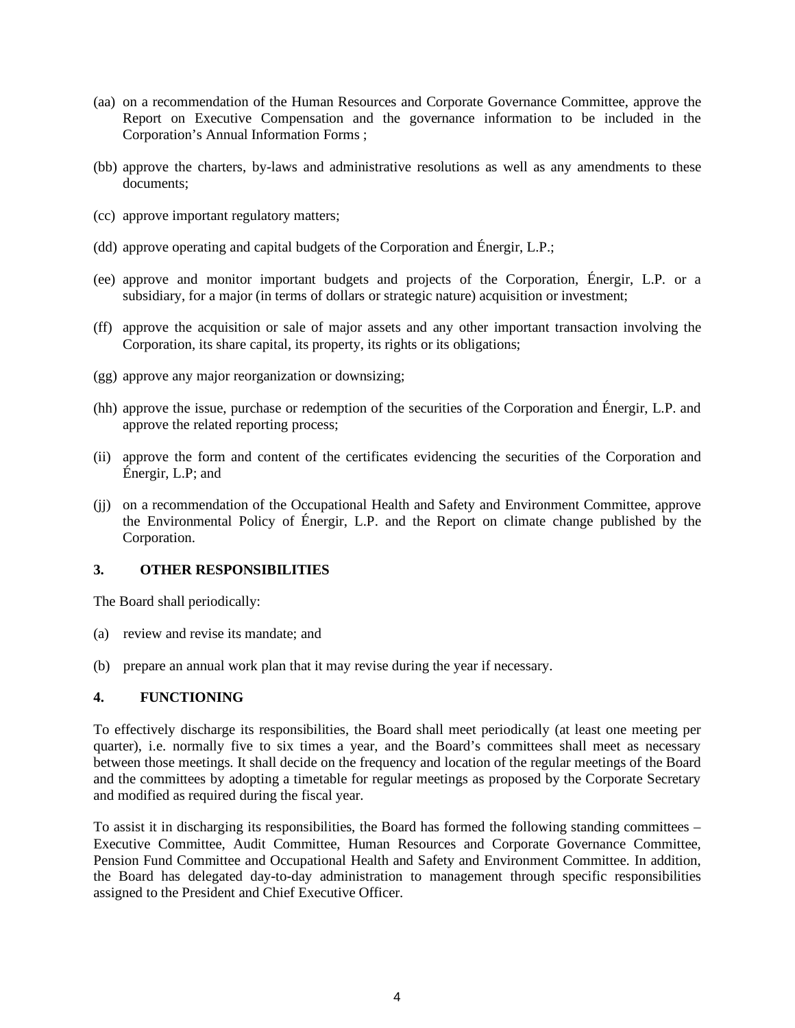(aa) on a recommendation of the Human Resources and Corporate Governance Committee, approve the Report on Executive Compensation and the governance information to be included in the Corporation's Annual Information Forms ;

(bb) approve the charters, by-laws and administrative resolutions as well as any amendments to these documents;

(cc) approve important regulatory matters;

(dd) approve operating and capital budgets of the Corporation and Énergir, L.P.;

(ee) approve and monitor important budgets and projects of the Corporation, Énergir, L.P. or a subsidiary, for a major (in terms of dollars or strategic nature) acquisition or investment;

(ff) approve the acquisition or sale of major assets and any other important transaction involving the Corporation, its share capital, its property, its rights or its obligations;

(gg) approve any major reorganization or downsizing;

(hh) approve the issue, purchase or redemption of the securities of the Corporation and Énergir, L.P. and approve the related reporting process;

(ii) approve the form and content of the certificates evidencing the securities of the Corporation and Énergir, L.P; and

(jj) on a recommendation of the Occupational Health and Safety and Environment Committee, approve the Environmental Policy of Énergir, L.P. and the Report on climate change published by the Corporation.

## 3. OTHER RESPONSIBILITIES

The Board shall periodically:

(a) review and revise its mandate; and

(b) prepare an annual work plan that it may revise during the year if necessary.

## 4. FUNCTIONING

To effectively discharge its responsibilities, the Board shall meet periodically (at least one meeting per quarter), i.e. normally five to six times a year, and the Board's committees shall meet as necessary between those meetings. It shall decide on the frequency and location of the regular meetings of the Board and the committees by adopting a timetable for regular meetings as proposed by the Corporate Secretary and modified as required during the fiscal year.

To assist it in discharging its responsibilities, the Board has formed the following standing committees – Executive Committee, Audit Committee, Human Resources and Corporate Governance Committee, Pension Fund Committee and Occupational Health and Safety and Environment Committee. In addition, the Board has delegated day-to-day administration to management through specific responsibilities assigned to the President and Chief Executive Officer.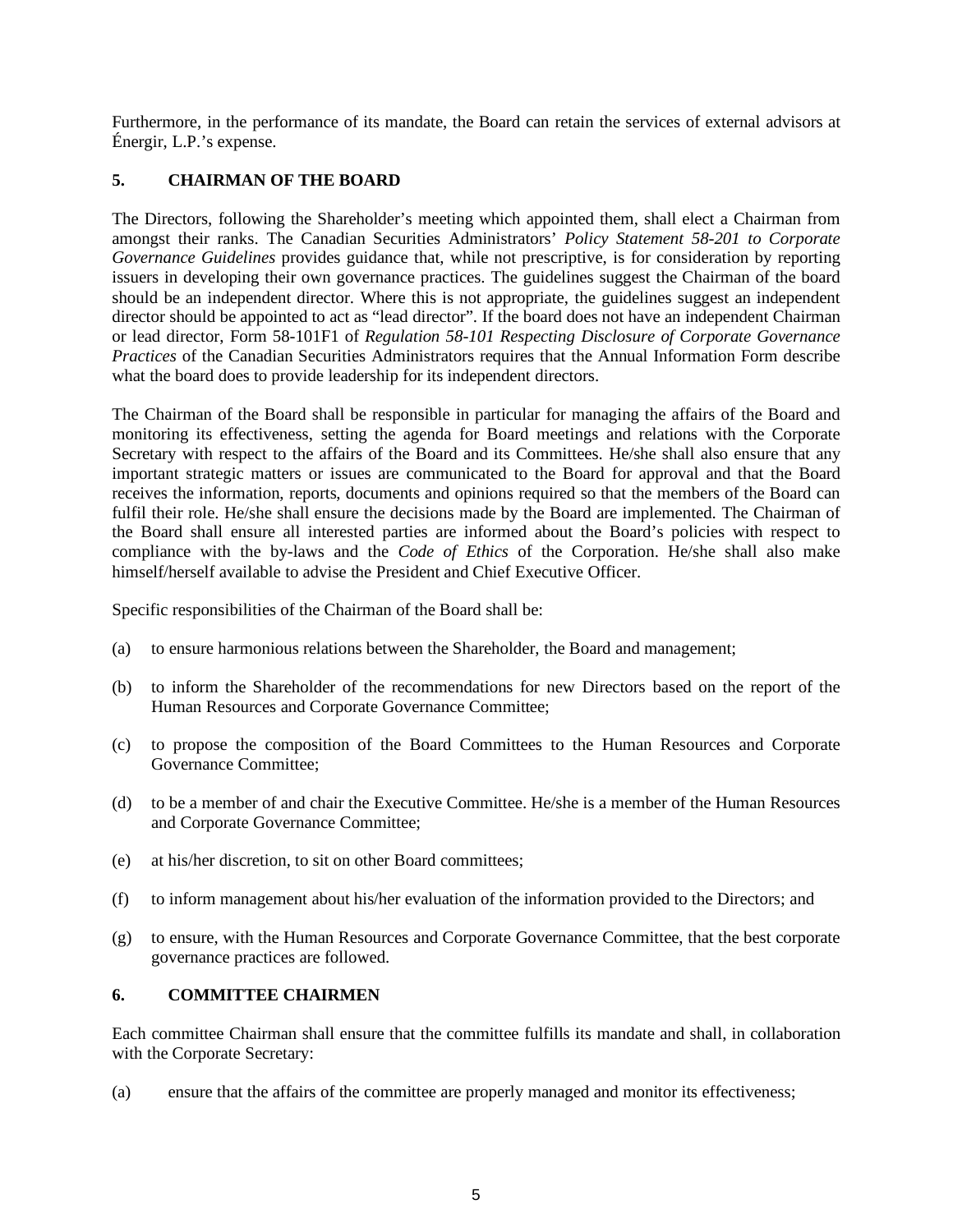Furthermore, in the performance of its mandate, the Board can retain the services of external advisors at Énergir, L.P.'s expense.

## 5. CHAIRMAN OF THE BOARD

The Directors, following the Shareholder's meeting which appointed them, shall elect a Chairman from amongst their ranks. The Canadian Securities Administrators' *Policy Statement 58-201 to Corporate Governance Guidelines* provides guidance that, while not prescriptive, is for consideration by reporting issuers in developing their own governance practices. The guidelines suggest the Chairman of the board should be an independent director. Where this is not appropriate, the guidelines suggest an independent director should be appointed to act as "lead director". If the board does not have an independent Chairman or lead director, Form 58-101F1 of *Regulation 58-101 Respecting Disclosure of Corporate Governance Practices* of the Canadian Securities Administrators requires that the Annual Information Form describe what the board does to provide leadership for its independent directors.

The Chairman of the Board shall be responsible in particular for managing the affairs of the Board and monitoring its effectiveness, setting the agenda for Board meetings and relations with the Corporate Secretary with respect to the affairs of the Board and its Committees. He/she shall also ensure that any important strategic matters or issues are communicated to the Board for approval and that the Board receives the information, reports, documents and opinions required so that the members of the Board can fulfil their role. He/she shall ensure the decisions made by the Board are implemented. The Chairman of the Board shall ensure all interested parties are informed about the Board's policies with respect to compliance with the by-laws and the *Code of Ethics* of the Corporation. He/she shall also make himself/herself available to advise the President and Chief Executive Officer.

Specific responsibilities of the Chairman of the Board shall be:

(a) to ensure harmonious relations between the Shareholder, the Board and management;

(b) to inform the Shareholder of the recommendations for new Directors based on the report of the Human Resources and Corporate Governance Committee;

(c) to propose the composition of the Board Committees to the Human Resources and Corporate Governance Committee;

(d) to be a member of and chair the Executive Committee. He/she is a member of the Human Resources and Corporate Governance Committee;

(e) at his/her discretion, to sit on other Board committees;

(f) to inform management about his/her evaluation of the information provided to the Directors; and

(g) to ensure, with the Human Resources and Corporate Governance Committee, that the best corporate governance practices are followed.

## 6. COMMITTEE CHAIRMEN

Each committee Chairman shall ensure that the committee fulfills its mandate and shall, in collaboration with the Corporate Secretary:

(a) ensure that the affairs of the committee are properly managed and monitor its effectiveness;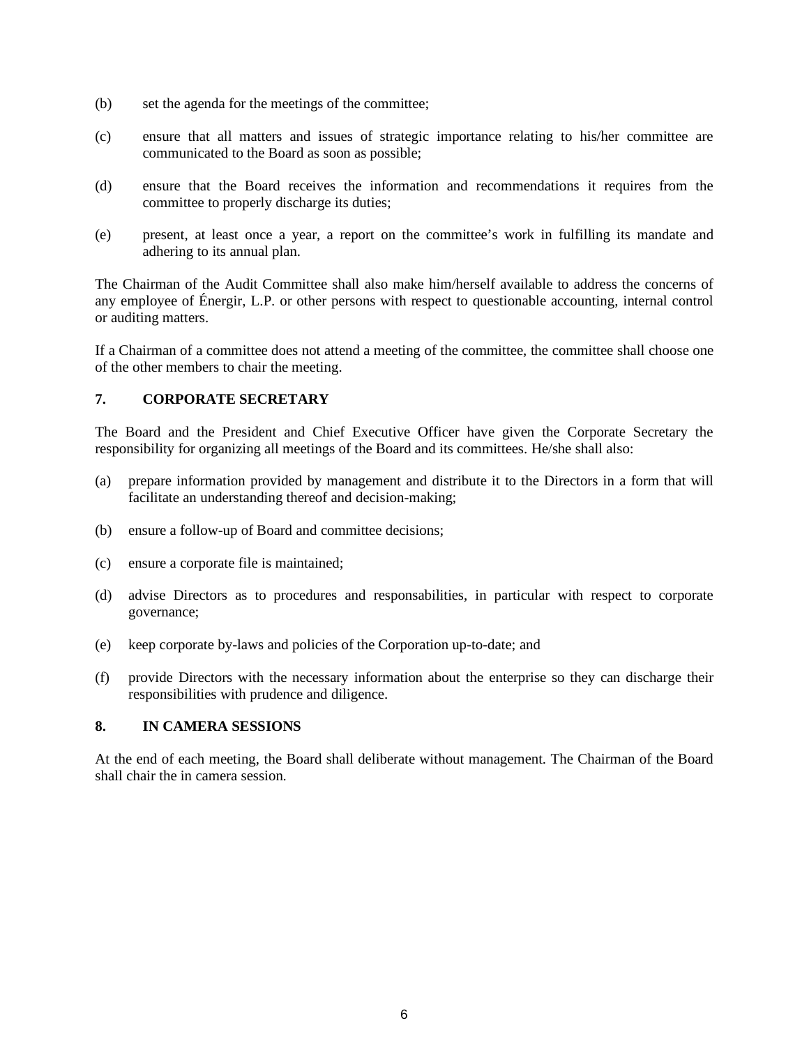(b) set the agenda for the meetings of the committee;

(c) ensure that all matters and issues of strategic importance relating to his/her committee are communicated to the Board as soon as possible;

(d) ensure that the Board receives the information and recommendations it requires from the committee to properly discharge its duties;

(e) present, at least once a year, a report on the committee's work in fulfilling its mandate and adhering to its annual plan.

The Chairman of the Audit Committee shall also make him/herself available to address the concerns of any employee of Énergir, L.P. or other persons with respect to questionable accounting, internal control or auditing matters.

If a Chairman of a committee does not attend a meeting of the committee, the committee shall choose one of the other members to chair the meeting.

## 7. CORPORATE SECRETARY

The Board and the President and Chief Executive Officer have given the Corporate Secretary the responsibility for organizing all meetings of the Board and its committees. He/she shall also:

(a) prepare information provided by management and distribute it to the Directors in a form that will facilitate an understanding thereof and decision-making;

(b) ensure a follow-up of Board and committee decisions;

(c) ensure a corporate file is maintained;

(d) advise Directors as to procedures and responsabilities, in particular with respect to corporate governance;

(e) keep corporate by-laws and policies of the Corporation up-to-date; and

(f) provide Directors with the necessary information about the enterprise so they can discharge their responsibilities with prudence and diligence.

## 8. IN CAMERA SESSIONS

At the end of each meeting, the Board shall deliberate without management. The Chairman of the Board shall chair the in camera session.